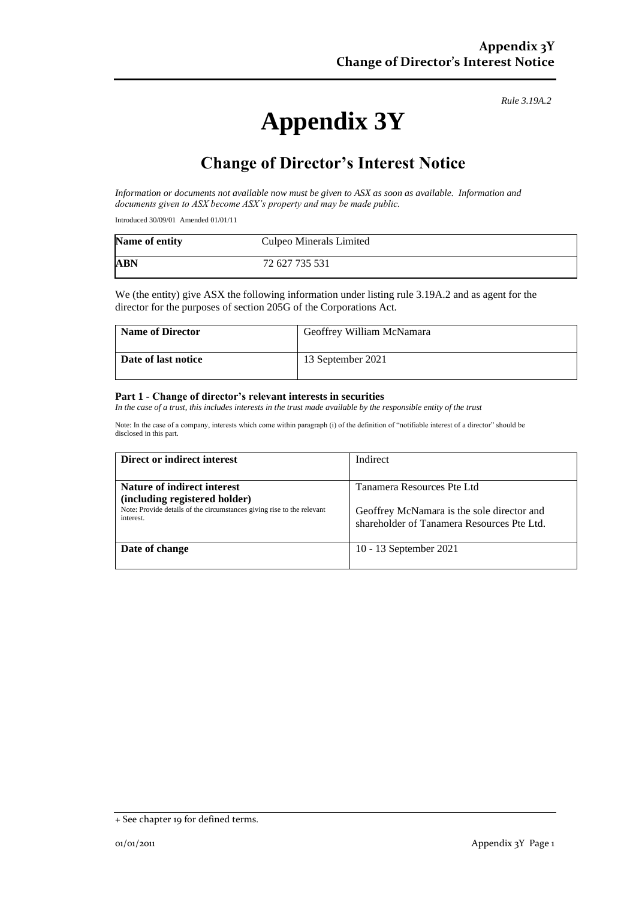*Rule 3.19A.2*

# Appendix 3Y

## Change of Director's Interest Notice

*Information or documents not available now must be given to ASX as soon as available. Information and documents given to ASX become ASX's property and may be made public.*

Introduced 30/09/01 Amended 01/01/11

| **Name of entity** | Culpeo Minerals Limited |
|---|---|
| **ABN** | 72 627 735 531 |

We (the entity) give ASX the following information under listing rule 3.19A.2 and as agent for the director for the purposes of section 205G of the Corporations Act.

| **Name of Director** | Geoffrey William McNamara |
|---|---|
| **Date of last notice** | 13 September 2021 |

### Part 1 - Change of director's relevant interests in securities

*In the case of a trust, this includes interests in the trust made available by the responsible entity of the trust*

Note: In the case of a company, interests which come within paragraph (i) of the definition of "notifiable interest of a director" should be disclosed in this part.

| **Direct or indirect interest** | Indirect |
|---|---|
| **Nature of indirect interest (including registered holder)** Note: Provide details of the circumstances giving rise to the relevant interest. | Tanamera Resources Pte Ltd<br><br>Geoffrey McNamara is the sole director and shareholder of Tanamera Resources Pte Ltd. |
| **Date of change** | 10 - 13 September 2021 |

+ See chapter 19 for defined terms.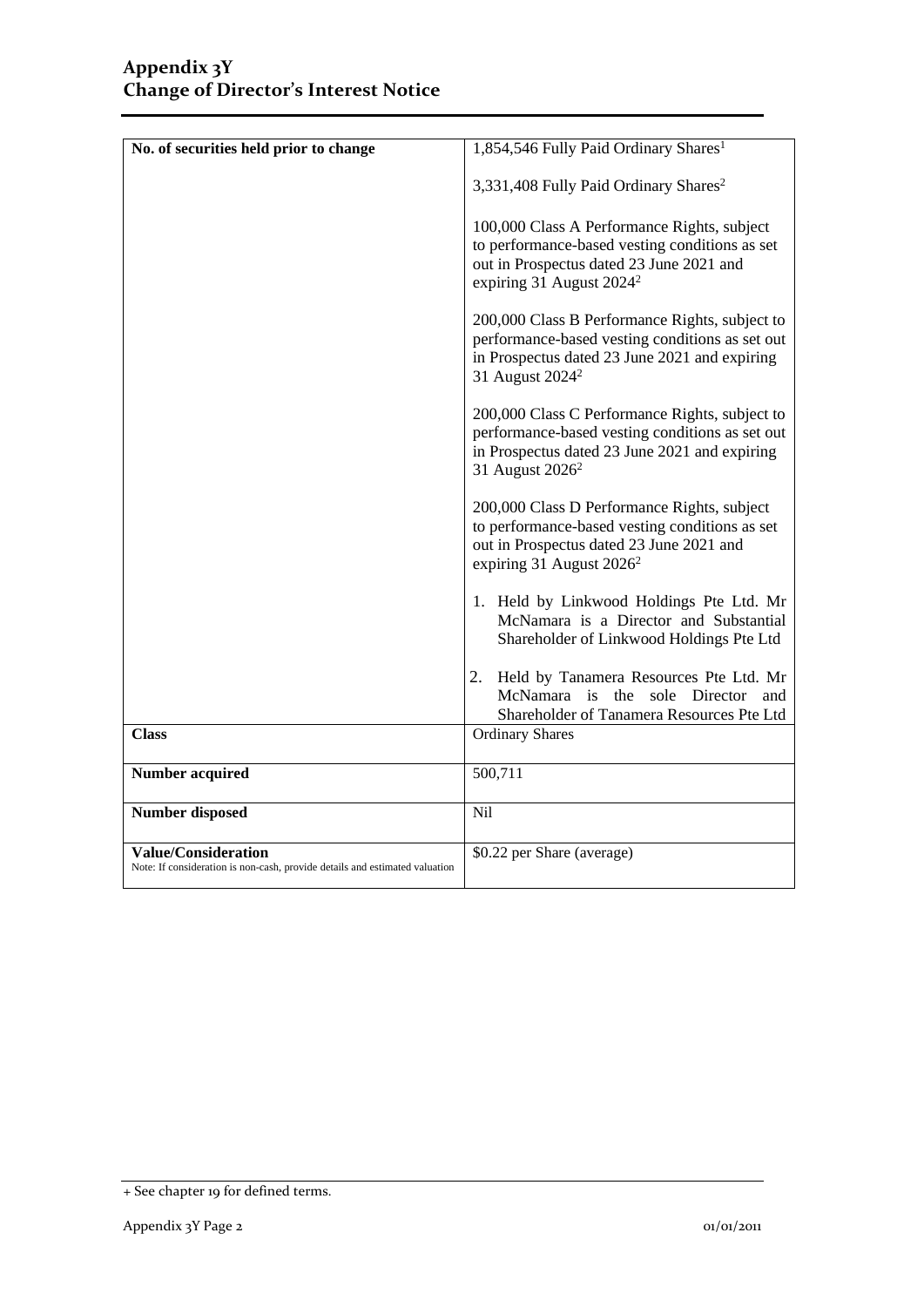| No. of securities held prior to change | 1,854,546 Fully Paid Ordinary Shares[1]<br><br>3,331,408 Fully Paid Ordinary Shares[2]<br><br>100,000 Class A Performance Rights, subject to performance-based vesting conditions as set out in Prospectus dated 23 June 2021 and expiring 31 August 2024[2]<br><br>200,000 Class B Performance Rights, subject to performance-based vesting conditions as set out in Prospectus dated 23 June 2021 and expiring 31 August 2024[2]<br><br>200,000 Class C Performance Rights, subject to performance-based vesting conditions as set out in Prospectus dated 23 June 2021 and expiring 31 August 2026[2]<br><br>200,000 Class D Performance Rights, subject to performance-based vesting conditions as set out in Prospectus dated 23 June 2021 and expiring 31 August 2026[2]<br><br>1. Held by Linkwood Holdings Pte Ltd. Mr McNamara is a Director and Substantial Shareholder of Linkwood Holdings Pte Ltd<br><br>2. Held by Tanamera Resources Pte Ltd. Mr McNamara is the sole Director and Shareholder of Tanamera Resources Pte Ltd |
|---|---|
| **Class** | Ordinary Shares |
| **Number acquired** | 500,711 |
| **Number disposed** | Nil |
| **Value/Consideration**<br>Note: If consideration is non-cash, provide details and estimated valuation | $0.22 per Share (average) |

+ See chapter 19 for defined terms.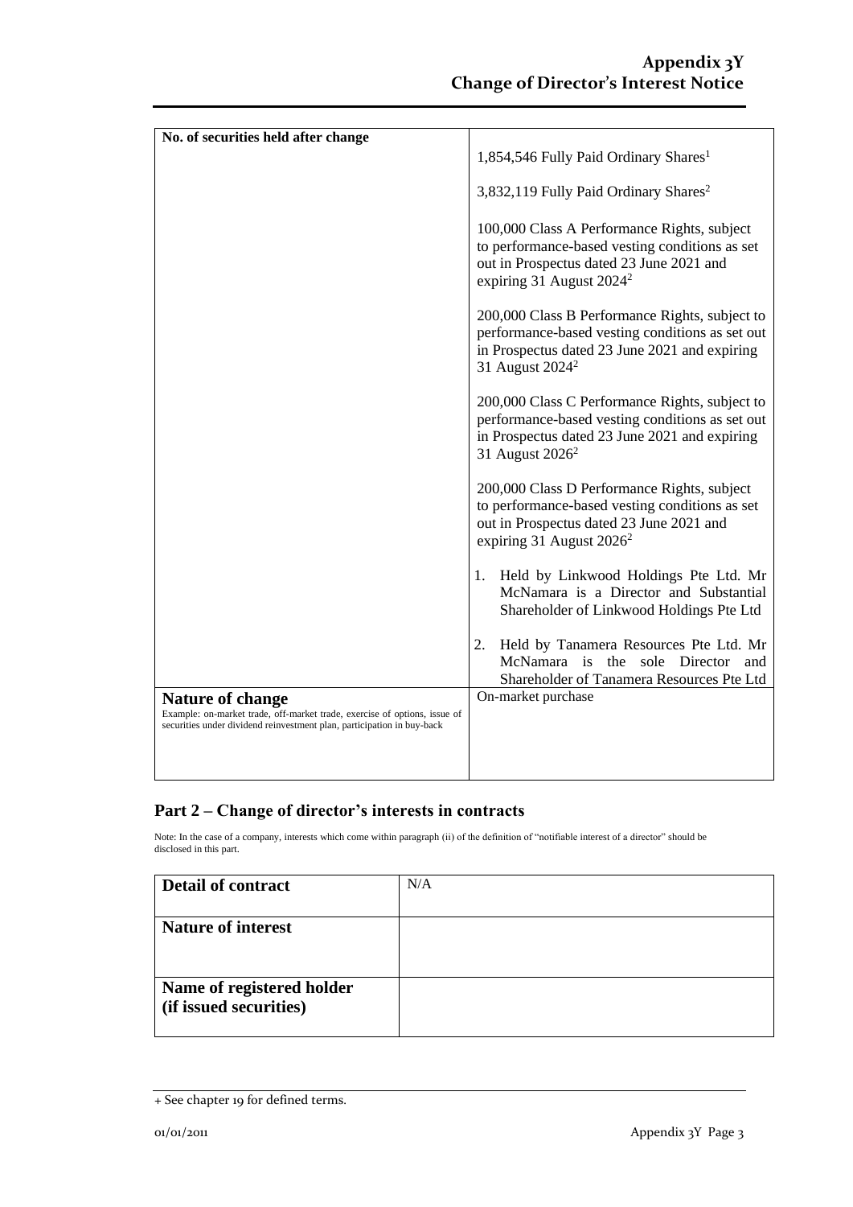| No. of securities held after change | 1,854,546 Fully Paid Ordinary Shares[1]<br><br>3,832,119 Fully Paid Ordinary Shares[2]<br><br>100,000 Class A Performance Rights, subject to performance-based vesting conditions as set out in Prospectus dated 23 June 2021 and expiring 31 August 2024[2]<br><br>200,000 Class B Performance Rights, subject to performance-based vesting conditions as set out in Prospectus dated 23 June 2021 and expiring 31 August 2024[2]<br><br>200,000 Class C Performance Rights, subject to performance-based vesting conditions as set out in Prospectus dated 23 June 2021 and expiring 31 August 2026[2]<br><br>200,000 Class D Performance Rights, subject to performance-based vesting conditions as set out in Prospectus dated 23 June 2021 and expiring 31 August 2026[2]<br><br>1. Held by Linkwood Holdings Pte Ltd. Mr McNamara is a Director and Substantial Shareholder of Linkwood Holdings Pte Ltd<br><br>2. Held by Tanamera Resources Pte Ltd. Mr McNamara is the sole Director and Shareholder of Tanamera Resources Pte Ltd |
|---|---|
| **Nature of change**<br>Example: on-market trade, off-market trade, exercise of options, issue of securities under dividend reinvestment plan, participation in buy-back | On-market purchase |

## Part 2 – Change of director's interests in contracts

Note: In the case of a company, interests which come within paragraph (ii) of the definition of "notifiable interest of a director" should be disclosed in this part.

| **Detail of contract** | N/A |
|---|---|
| **Nature of interest** | |
| **Name of registered holder (if issued securities)** | |

+ See chapter 19 for defined terms.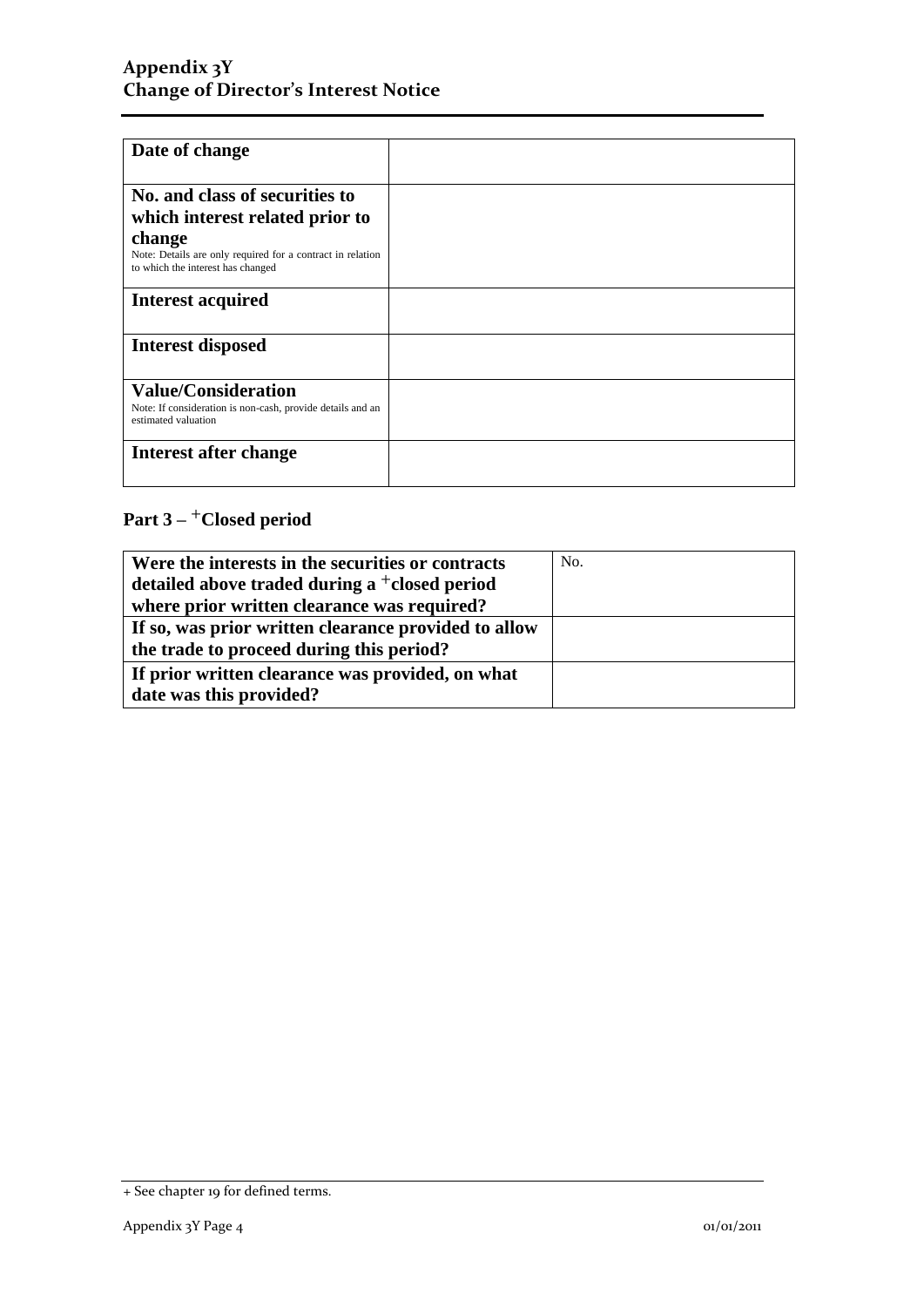| Date of change | |
|---|---|
| **No. and class of securities to which interest related prior to change**<br>Note: Details are only required for a contract in relation to which the interest has changed | |
| **Interest acquired** | |
| **Interest disposed** | |
| **Value/Consideration**<br>Note: If consideration is non-cash, provide details and an estimated valuation | |
| **Interest after change** | |

## Part 3 – +Closed period

| Were the interests in the securities or contracts detailed above traded during a +closed period where prior written clearance was required? | No. |
|---|---|
| **If so, was prior written clearance provided to allow the trade to proceed during this period?** | |
| **If prior written clearance was provided, on what date was this provided?** | |

+ See chapter 19 for defined terms.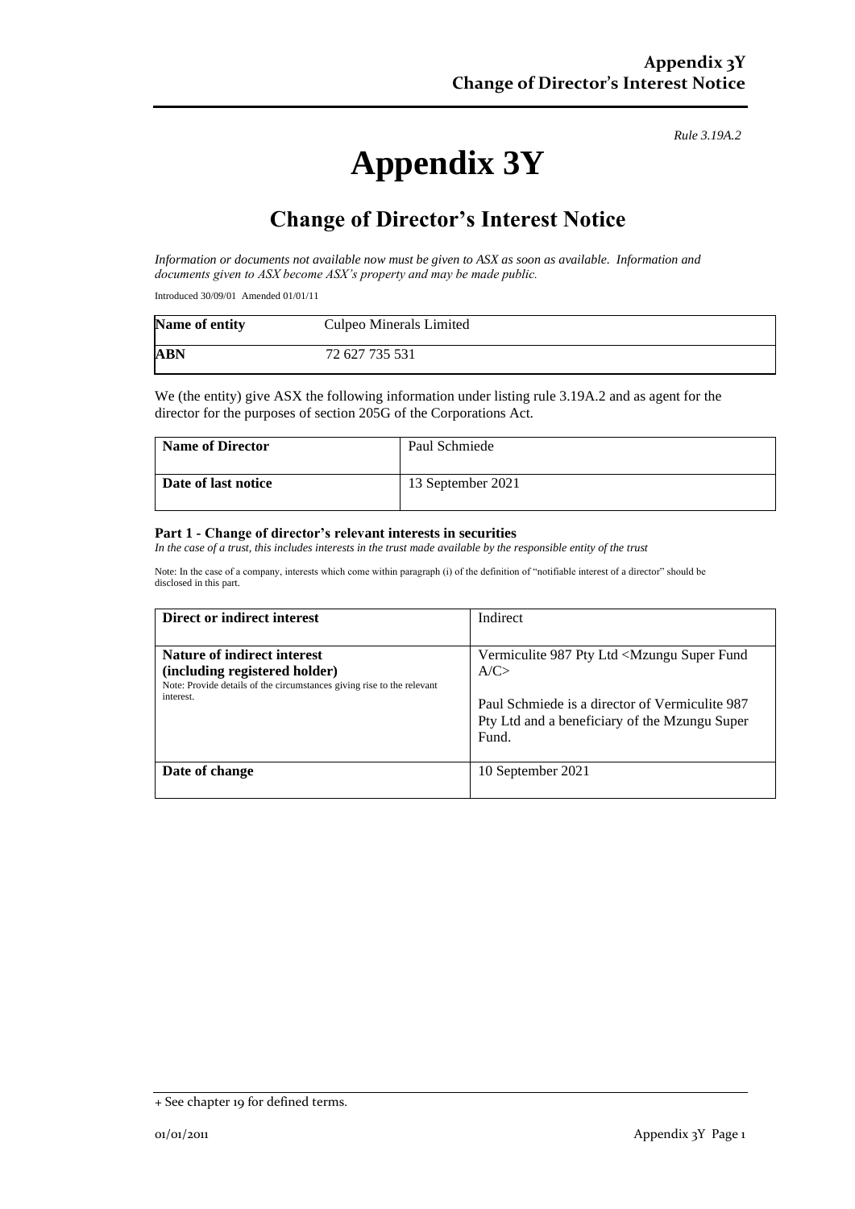*Rule 3.19A.2*

# Appendix 3Y

## Change of Director's Interest Notice

*Information or documents not available now must be given to ASX as soon as available. Information and documents given to ASX become ASX's property and may be made public.*

Introduced 30/09/01 Amended 01/01/11

| **Name of entity** | Culpeo Minerals Limited |
|---|---|
| **ABN** | 72 627 735 531 |

We (the entity) give ASX the following information under listing rule 3.19A.2 and as agent for the director for the purposes of section 205G of the Corporations Act.

| **Name of Director** | Paul Schmiede |
|---|---|
| **Date of last notice** | 13 September 2021 |

**Part 1 - Change of director's relevant interests in securities**

*In the case of a trust, this includes interests in the trust made available by the responsible entity of the trust*

Note: In the case of a company, interests which come within paragraph (i) of the definition of "notifiable interest of a director" should be disclosed in this part.

| **Direct or indirect interest** | Indirect |
|---|---|
| **Nature of indirect interest (including registered holder)**<br>Note: Provide details of the circumstances giving rise to the relevant interest. | Vermiculite 987 Pty Ltd <Mzungu Super Fund A/C><br><br>Paul Schmiede is a director of Vermiculite 987 Pty Ltd and a beneficiary of the Mzungu Super Fund. |
| **Date of change** | 10 September 2021 |

+ See chapter 19 for defined terms.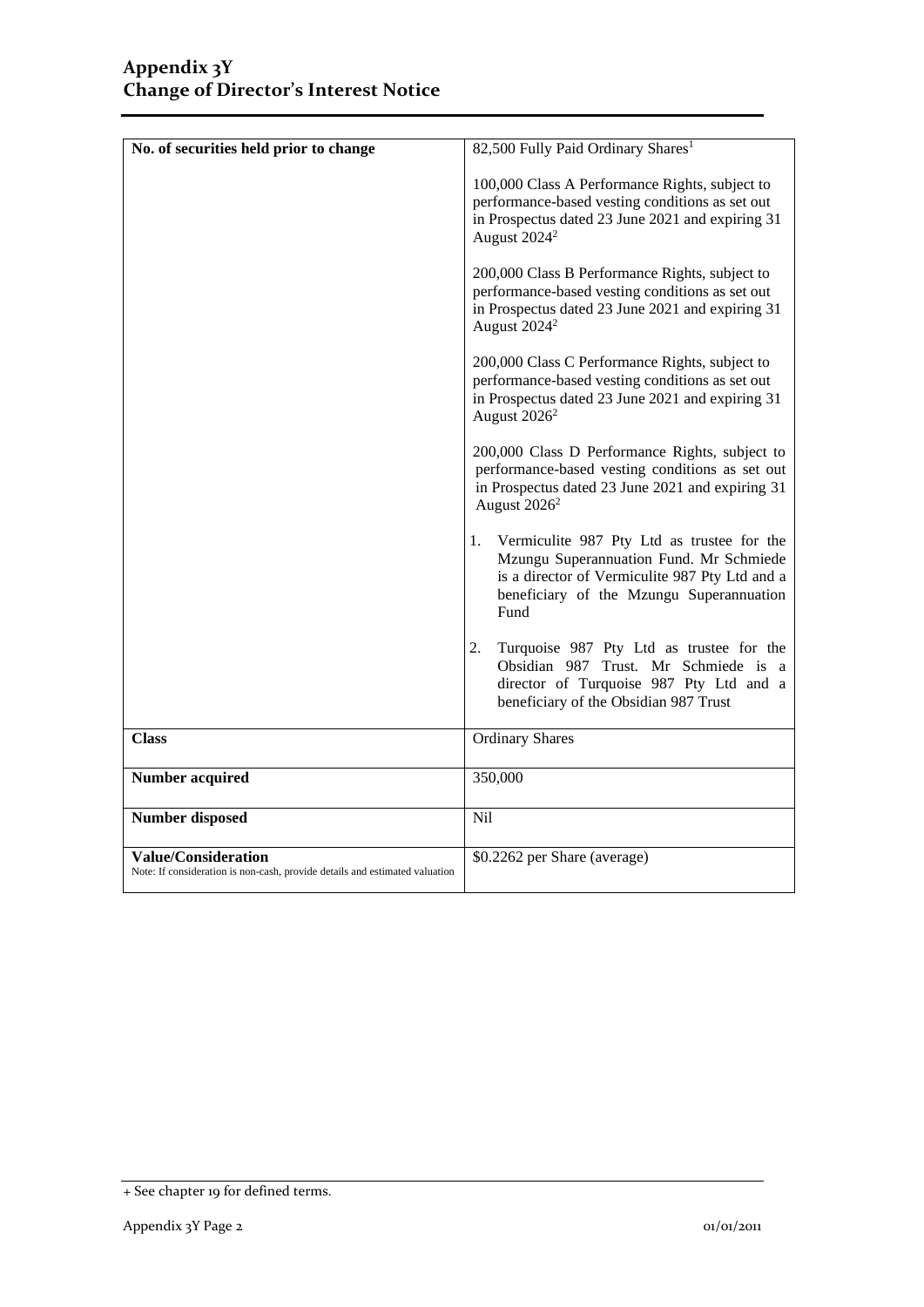# Appendix 3Y
# Change of Director's Interest Notice

| No. of securities held prior to change | 82,500 Fully Paid Ordinary Shares[1]<br><br>100,000 Class A Performance Rights, subject to performance-based vesting conditions as set out in Prospectus dated 23 June 2021 and expiring 31 August 2024[2]<br><br>200,000 Class B Performance Rights, subject to performance-based vesting conditions as set out in Prospectus dated 23 June 2021 and expiring 31 August 2024[2]<br><br>200,000 Class C Performance Rights, subject to performance-based vesting conditions as set out in Prospectus dated 23 June 2021 and expiring 31 August 2026[2]<br><br>200,000 Class D Performance Rights, subject to performance-based vesting conditions as set out in Prospectus dated 23 June 2021 and expiring 31 August 2026[2]<br><br>1. Vermiculite 987 Pty Ltd as trustee for the Mzungu Superannuation Fund. Mr Schmiede is a director of Vermiculite 987 Pty Ltd and a beneficiary of the Mzungu Superannuation Fund<br><br>2. Turquoise 987 Pty Ltd as trustee for the Obsidian 987 Trust. Mr Schmiede is a director of Turquoise 987 Pty Ltd and a beneficiary of the Obsidian 987 Trust |
|---|---|
| **Class** | Ordinary Shares |
| **Number acquired** | 350,000 |
| **Number disposed** | Nil |
| **Value/Consideration**<br>Note: If consideration is non-cash, provide details and estimated valuation | $0.2262 per Share (average) |

+ See chapter 19 for defined terms.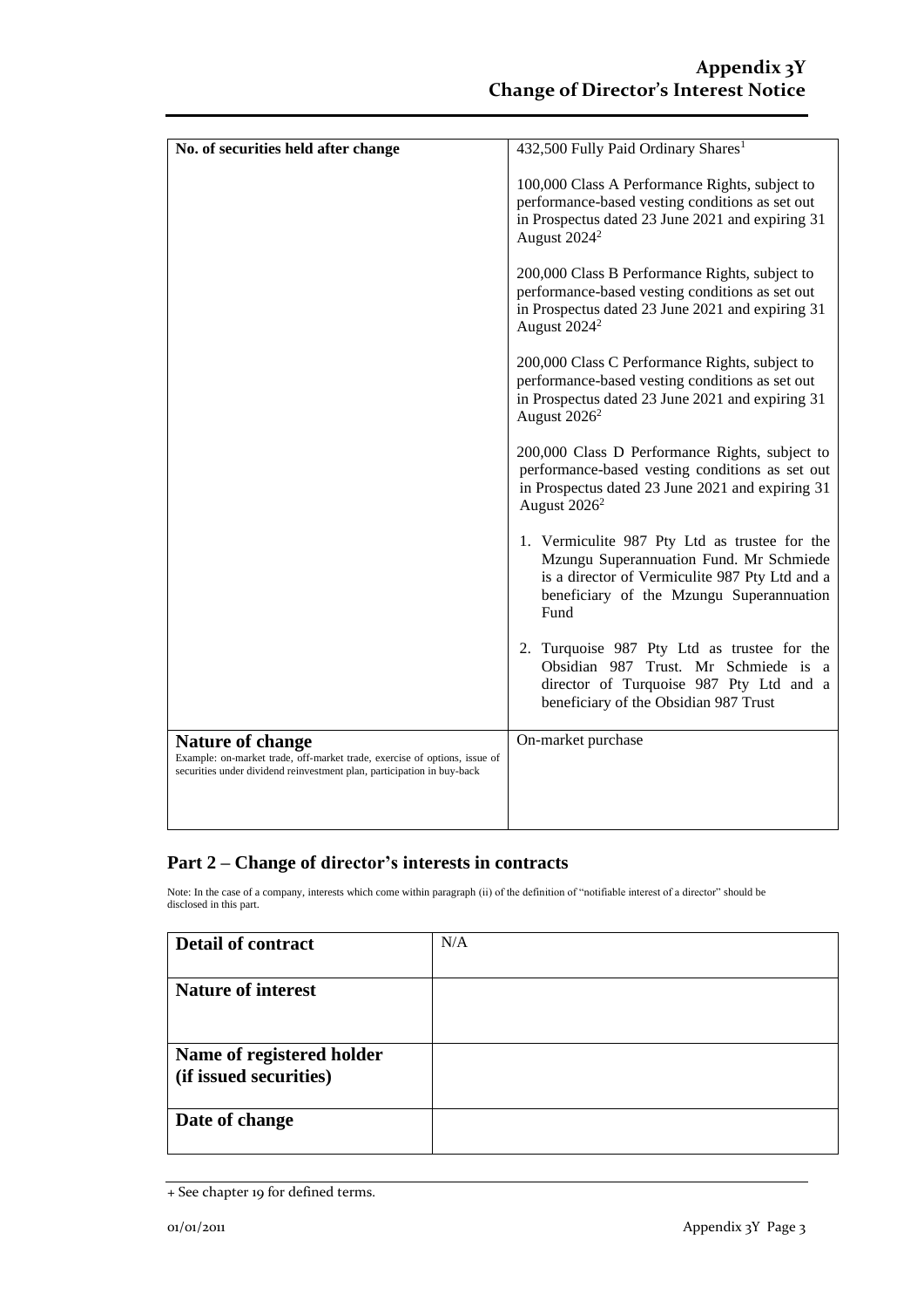| No. of securities held after change | 432,500 Fully Paid Ordinary Shares[1]<br><br>100,000 Class A Performance Rights, subject to performance-based vesting conditions as set out in Prospectus dated 23 June 2021 and expiring 31 August 2024[2]<br><br>200,000 Class B Performance Rights, subject to performance-based vesting conditions as set out in Prospectus dated 23 June 2021 and expiring 31 August 2024[2]<br><br>200,000 Class C Performance Rights, subject to performance-based vesting conditions as set out in Prospectus dated 23 June 2021 and expiring 31 August 2026[2]<br><br>200,000 Class D Performance Rights, subject to performance-based vesting conditions as set out in Prospectus dated 23 June 2021 and expiring 31 August 2026[2]<br><br>1. Vermiculite 987 Pty Ltd as trustee for the Mzungu Superannuation Fund. Mr Schmiede is a director of Vermiculite 987 Pty Ltd and a beneficiary of the Mzungu Superannuation Fund<br><br>2. Turquoise 987 Pty Ltd as trustee for the Obsidian 987 Trust. Mr Schmiede is a director of Turquoise 987 Pty Ltd and a beneficiary of the Obsidian 987 Trust |
|---|---|
| **Nature of change**<br>Example: on-market trade, off-market trade, exercise of options, issue of securities under dividend reinvestment plan, participation in buy-back | On-market purchase |

## Part 2 – Change of director's interests in contracts

Note: In the case of a company, interests which come within paragraph (ii) of the definition of "notifiable interest of a director" should be disclosed in this part.

| **Detail of contract** | N/A |
|---|---|
| **Nature of interest** | |
| **Name of registered holder (if issued securities)** | |
| **Date of change** | |

+ See chapter 19 for defined terms.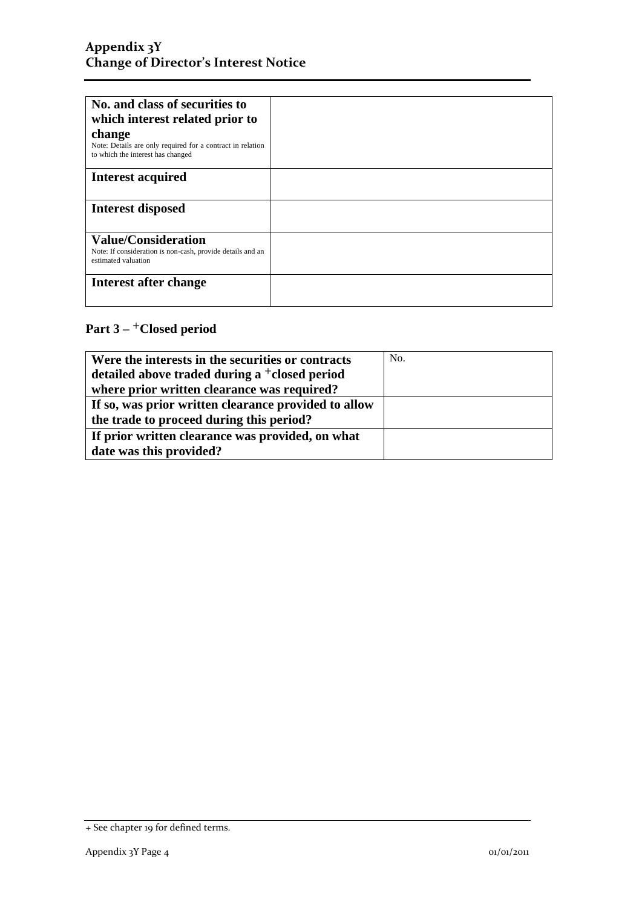| | |
|---|---|
| **No. and class of securities to which interest related prior to change**<br>Note: Details are only required for a contract in relation to which the interest has changed | |
| **Interest acquired** | |
| **Interest disposed** | |
| **Value/Consideration**<br>Note: If consideration is non-cash, provide details and an estimated valuation | |
| **Interest after change** | |

## Part 3 – +Closed period

| | |
|---|---|
| **Were the interests in the securities or contracts detailed above traded during a +closed period where prior written clearance was required?** | No. |
| **If so, was prior written clearance provided to allow the trade to proceed during this period?** | |
| **If prior written clearance was provided, on what date was this provided?** | |

+ See chapter 19 for defined terms.